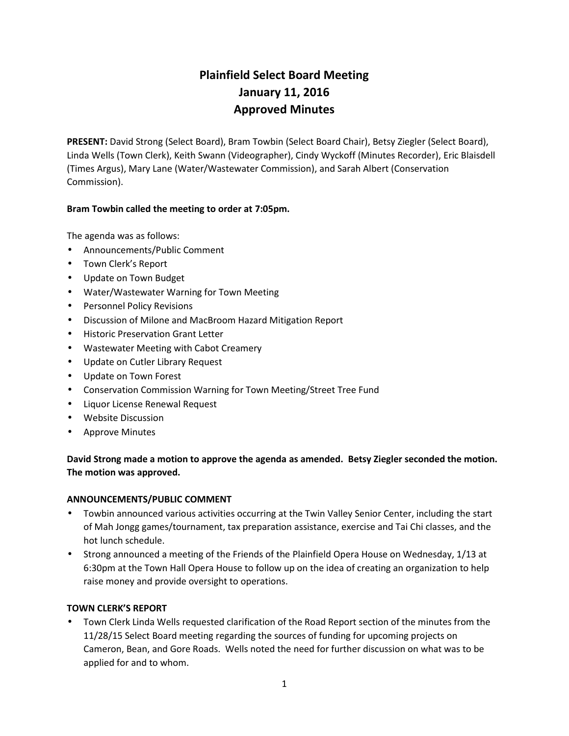# Plainfield Select Board Meeting
# January 11, 2016
# Approved Minutes

**PRESENT:** David Strong (Select Board), Bram Towbin (Select Board Chair), Betsy Ziegler (Select Board), Linda Wells (Town Clerk), Keith Swann (Videographer), Cindy Wyckoff (Minutes Recorder), Eric Blaisdell (Times Argus), Mary Lane (Water/Wastewater Commission), and Sarah Albert (Conservation Commission).

**Bram Towbin called the meeting to order at 7:05pm.**

The agenda was as follows:

- Announcements/Public Comment
- Town Clerk's Report
- Update on Town Budget
- Water/Wastewater Warning for Town Meeting
- Personnel Policy Revisions
- Discussion of Milone and MacBroom Hazard Mitigation Report
- Historic Preservation Grant Letter
- Wastewater Meeting with Cabot Creamery
- Update on Cutler Library Request
- Update on Town Forest
- Conservation Commission Warning for Town Meeting/Street Tree Fund
- Liquor License Renewal Request
- Website Discussion
- Approve Minutes

**David Strong made a motion to approve the agenda as amended. Betsy Ziegler seconded the motion. The motion was approved.**

**ANNOUNCEMENTS/PUBLIC COMMENT**

- Towbin announced various activities occurring at the Twin Valley Senior Center, including the start of Mah Jongg games/tournament, tax preparation assistance, exercise and Tai Chi classes, and the hot lunch schedule.
- Strong announced a meeting of the Friends of the Plainfield Opera House on Wednesday, 1/13 at 6:30pm at the Town Hall Opera House to follow up on the idea of creating an organization to help raise money and provide oversight to operations.

**TOWN CLERK'S REPORT**

- Town Clerk Linda Wells requested clarification of the Road Report section of the minutes from the 11/28/15 Select Board meeting regarding the sources of funding for upcoming projects on Cameron, Bean, and Gore Roads. Wells noted the need for further discussion on what was to be applied for and to whom.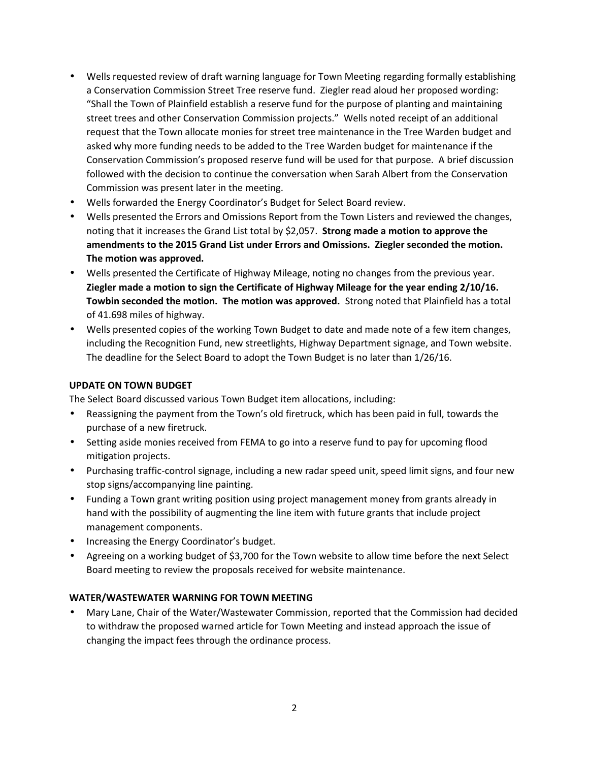- Wells requested review of draft warning language for Town Meeting regarding formally establishing a Conservation Commission Street Tree reserve fund. Ziegler read aloud her proposed wording: "Shall the Town of Plainfield establish a reserve fund for the purpose of planting and maintaining street trees and other Conservation Commission projects." Wells noted receipt of an additional request that the Town allocate monies for street tree maintenance in the Tree Warden budget and asked why more funding needs to be added to the Tree Warden budget for maintenance if the Conservation Commission's proposed reserve fund will be used for that purpose. A brief discussion followed with the decision to continue the conversation when Sarah Albert from the Conservation Commission was present later in the meeting.
- Wells forwarded the Energy Coordinator's Budget for Select Board review.
- Wells presented the Errors and Omissions Report from the Town Listers and reviewed the changes, noting that it increases the Grand List total by $2,057. **Strong made a motion to approve the amendments to the 2015 Grand List under Errors and Omissions. Ziegler seconded the motion. The motion was approved.**
- Wells presented the Certificate of Highway Mileage, noting no changes from the previous year. **Ziegler made a motion to sign the Certificate of Highway Mileage for the year ending 2/10/16. Towbin seconded the motion. The motion was approved.** Strong noted that Plainfield has a total of 41.698 miles of highway.
- Wells presented copies of the working Town Budget to date and made note of a few item changes, including the Recognition Fund, new streetlights, Highway Department signage, and Town website. The deadline for the Select Board to adopt the Town Budget is no later than 1/26/16.

**UPDATE ON TOWN BUDGET**

The Select Board discussed various Town Budget item allocations, including:

- Reassigning the payment from the Town's old firetruck, which has been paid in full, towards the purchase of a new firetruck.
- Setting aside monies received from FEMA to go into a reserve fund to pay for upcoming flood mitigation projects.
- Purchasing traffic-control signage, including a new radar speed unit, speed limit signs, and four new stop signs/accompanying line painting.
- Funding a Town grant writing position using project management money from grants already in hand with the possibility of augmenting the line item with future grants that include project management components.
- Increasing the Energy Coordinator's budget.
- Agreeing on a working budget of $3,700 for the Town website to allow time before the next Select Board meeting to review the proposals received for website maintenance.

**WATER/WASTEWATER WARNING FOR TOWN MEETING**

- Mary Lane, Chair of the Water/Wastewater Commission, reported that the Commission had decided to withdraw the proposed warned article for Town Meeting and instead approach the issue of changing the impact fees through the ordinance process.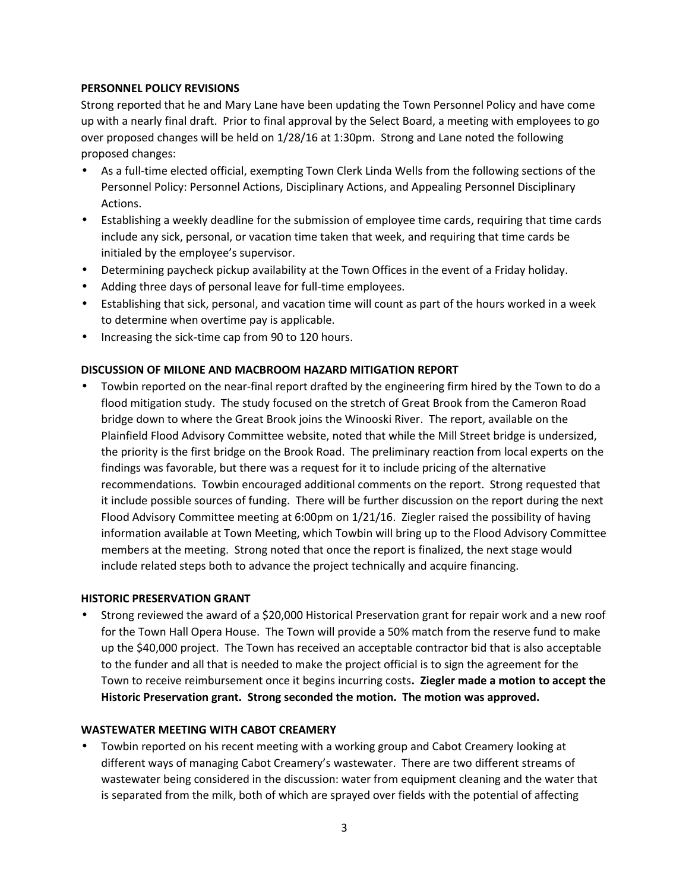**PERSONNEL POLICY REVISIONS**

Strong reported that he and Mary Lane have been updating the Town Personnel Policy and have come up with a nearly final draft. Prior to final approval by the Select Board, a meeting with employees to go over proposed changes will be held on 1/28/16 at 1:30pm. Strong and Lane noted the following proposed changes:

- As a full-time elected official, exempting Town Clerk Linda Wells from the following sections of the Personnel Policy: Personnel Actions, Disciplinary Actions, and Appealing Personnel Disciplinary Actions.
- Establishing a weekly deadline for the submission of employee time cards, requiring that time cards include any sick, personal, or vacation time taken that week, and requiring that time cards be initialed by the employee's supervisor.
- Determining paycheck pickup availability at the Town Offices in the event of a Friday holiday.
- Adding three days of personal leave for full-time employees.
- Establishing that sick, personal, and vacation time will count as part of the hours worked in a week to determine when overtime pay is applicable.
- Increasing the sick-time cap from 90 to 120 hours.

**DISCUSSION OF MILONE AND MACBROOM HAZARD MITIGATION REPORT**

- Towbin reported on the near-final report drafted by the engineering firm hired by the Town to do a flood mitigation study. The study focused on the stretch of Great Brook from the Cameron Road bridge down to where the Great Brook joins the Winooski River. The report, available on the Plainfield Flood Advisory Committee website, noted that while the Mill Street bridge is undersized, the priority is the first bridge on the Brook Road. The preliminary reaction from local experts on the findings was favorable, but there was a request for it to include pricing of the alternative recommendations. Towbin encouraged additional comments on the report. Strong requested that it include possible sources of funding. There will be further discussion on the report during the next Flood Advisory Committee meeting at 6:00pm on 1/21/16. Ziegler raised the possibility of having information available at Town Meeting, which Towbin will bring up to the Flood Advisory Committee members at the meeting. Strong noted that once the report is finalized, the next stage would include related steps both to advance the project technically and acquire financing.

**HISTORIC PRESERVATION GRANT**

- Strong reviewed the award of a $20,000 Historical Preservation grant for repair work and a new roof for the Town Hall Opera House. The Town will provide a 50% match from the reserve fund to make up the $40,000 project. The Town has received an acceptable contractor bid that is also acceptable to the funder and all that is needed to make the project official is to sign the agreement for the Town to receive reimbursement once it begins incurring costs**. Ziegler made a motion to accept the Historic Preservation grant. Strong seconded the motion. The motion was approved.**

**WASTEWATER MEETING WITH CABOT CREAMERY**

- Towbin reported on his recent meeting with a working group and Cabot Creamery looking at different ways of managing Cabot Creamery's wastewater. There are two different streams of wastewater being considered in the discussion: water from equipment cleaning and the water that is separated from the milk, both of which are sprayed over fields with the potential of affecting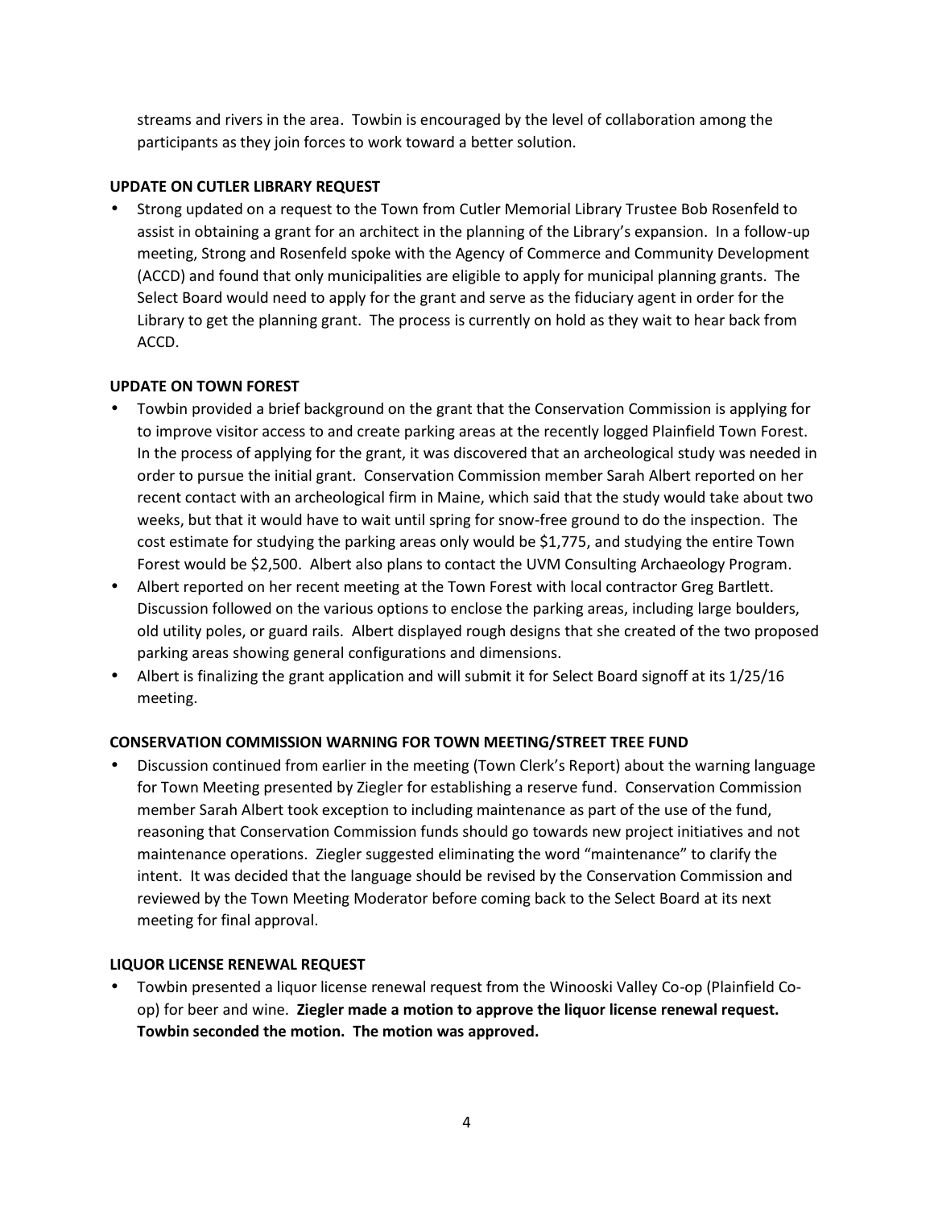streams and rivers in the area. Towbin is encouraged by the level of collaboration among the participants as they join forces to work toward a better solution.

**UPDATE ON CUTLER LIBRARY REQUEST**

- Strong updated on a request to the Town from Cutler Memorial Library Trustee Bob Rosenfeld to assist in obtaining a grant for an architect in the planning of the Library's expansion. In a follow-up meeting, Strong and Rosenfeld spoke with the Agency of Commerce and Community Development (ACCD) and found that only municipalities are eligible to apply for municipal planning grants. The Select Board would need to apply for the grant and serve as the fiduciary agent in order for the Library to get the planning grant. The process is currently on hold as they wait to hear back from ACCD.

**UPDATE ON TOWN FOREST**

- Towbin provided a brief background on the grant that the Conservation Commission is applying for to improve visitor access to and create parking areas at the recently logged Plainfield Town Forest. In the process of applying for the grant, it was discovered that an archeological study was needed in order to pursue the initial grant. Conservation Commission member Sarah Albert reported on her recent contact with an archeological firm in Maine, which said that the study would take about two weeks, but that it would have to wait until spring for snow-free ground to do the inspection. The cost estimate for studying the parking areas only would be $1,775, and studying the entire Town Forest would be $2,500. Albert also plans to contact the UVM Consulting Archaeology Program.
- Albert reported on her recent meeting at the Town Forest with local contractor Greg Bartlett. Discussion followed on the various options to enclose the parking areas, including large boulders, old utility poles, or guard rails. Albert displayed rough designs that she created of the two proposed parking areas showing general configurations and dimensions.
- Albert is finalizing the grant application and will submit it for Select Board signoff at its 1/25/16 meeting.

**CONSERVATION COMMISSION WARNING FOR TOWN MEETING/STREET TREE FUND**

- Discussion continued from earlier in the meeting (Town Clerk's Report) about the warning language for Town Meeting presented by Ziegler for establishing a reserve fund. Conservation Commission member Sarah Albert took exception to including maintenance as part of the use of the fund, reasoning that Conservation Commission funds should go towards new project initiatives and not maintenance operations. Ziegler suggested eliminating the word "maintenance" to clarify the intent. It was decided that the language should be revised by the Conservation Commission and reviewed by the Town Meeting Moderator before coming back to the Select Board at its next meeting for final approval.

**LIQUOR LICENSE RENEWAL REQUEST**

- Towbin presented a liquor license renewal request from the Winooski Valley Co-op (Plainfield Co-op) for beer and wine. **Ziegler made a motion to approve the liquor license renewal request. Towbin seconded the motion. The motion was approved.**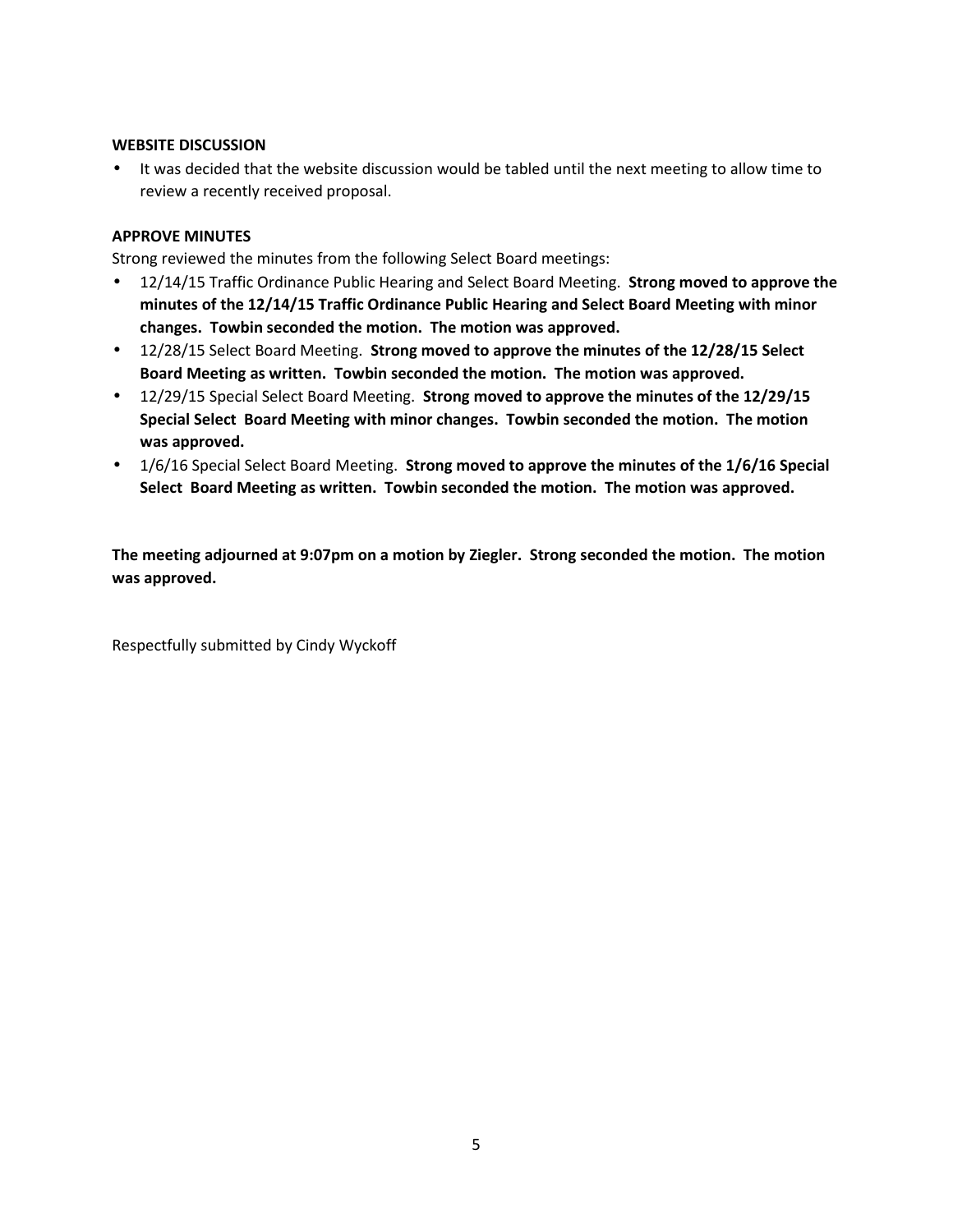**WEBSITE DISCUSSION**

- It was decided that the website discussion would be tabled until the next meeting to allow time to review a recently received proposal.

**APPROVE MINUTES**

Strong reviewed the minutes from the following Select Board meetings:

- 12/14/15 Traffic Ordinance Public Hearing and Select Board Meeting. **Strong moved to approve the minutes of the 12/14/15 Traffic Ordinance Public Hearing and Select Board Meeting with minor changes. Towbin seconded the motion. The motion was approved.**
- 12/28/15 Select Board Meeting. **Strong moved to approve the minutes of the 12/28/15 Select Board Meeting as written. Towbin seconded the motion. The motion was approved.**
- 12/29/15 Special Select Board Meeting. **Strong moved to approve the minutes of the 12/29/15 Special Select Board Meeting with minor changes. Towbin seconded the motion. The motion was approved.**
- 1/6/16 Special Select Board Meeting. **Strong moved to approve the minutes of the 1/6/16 Special Select Board Meeting as written. Towbin seconded the motion. The motion was approved.**

**The meeting adjourned at 9:07pm on a motion by Ziegler. Strong seconded the motion. The motion was approved.**

Respectfully submitted by Cindy Wyckoff